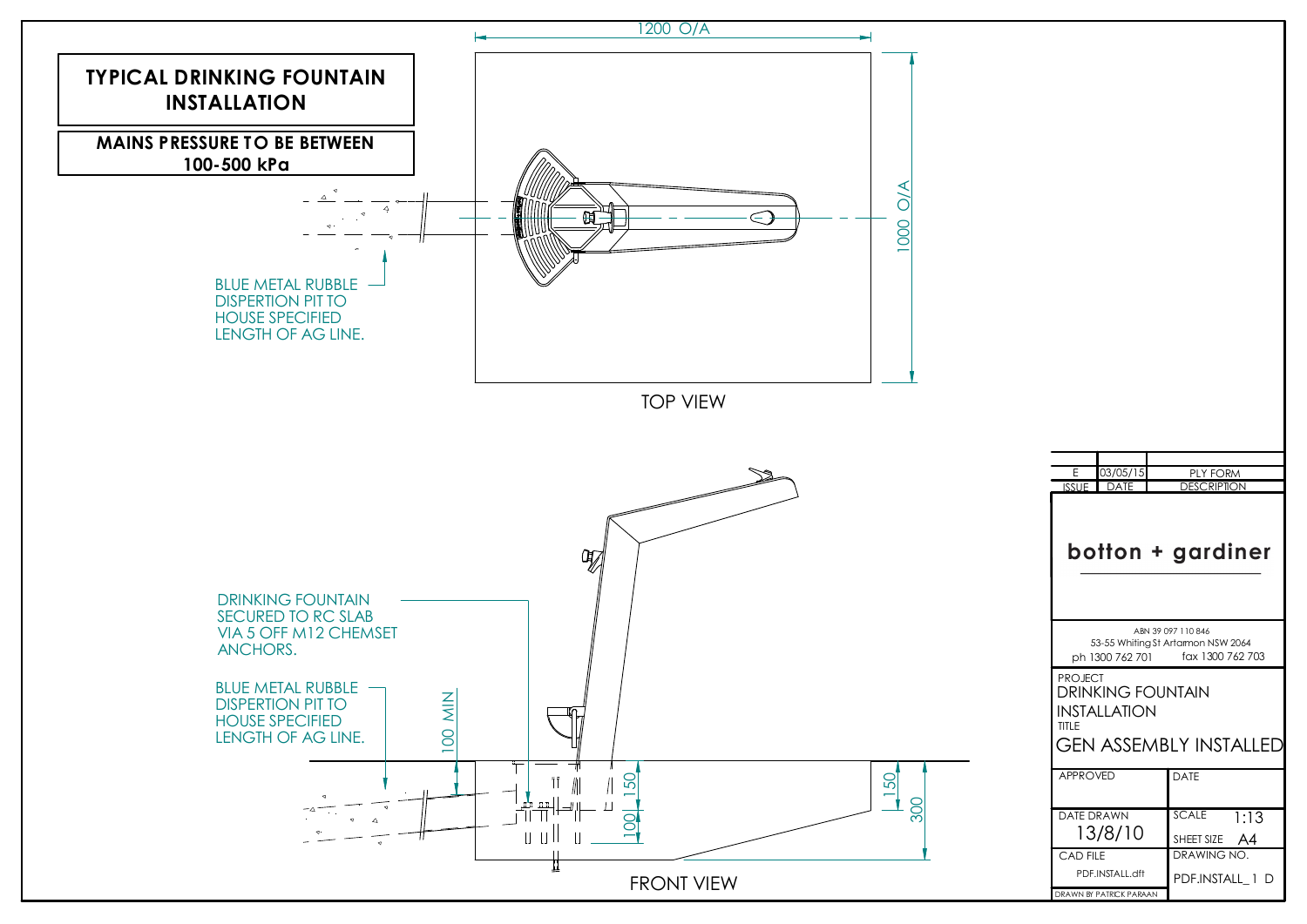# TYPICAL DRINKING FOUNTAIN INSTALLATION

**MAINS PRESSURE TO BE BETWEEN 100-500 kPa**

1200 O/A

1000 O/A

BLUE METAL RUBBLE DISPERTION PIT TO HOUSE SPECIFIED LENGTH OF AG LINE.

TOP VIEW

DRINKING FOUNTAIN SECURED TO RC SLAB VIA 5 OFF M12 CHEMSET ANCHORS.

BLUE METAL RUBBLE DISPERTION PIT TO HOUSE SPECIFIED LENGTH OF AG LINE.

100 MIN

150

100

150

300

FRONT VIEW

| ISSUE | DATE | DESCRIPTION |
|---|---|---|
| E | 03/05/15 | PLY FORM |

**botton + gardiner**

ABN 39 097 110 846
53-55 Whiting St Artarmon NSW 2064
ph 1300 762 701 fax 1300 762 703

PROJECT
DRINKING FOUNTAIN INSTALLATION

TITLE
GEN ASSEMBLY INSTALLED

| APPROVED | DATE |
|---|---|
| DATE DRAWN 13/8/10 | SCALE 1:13 SHEET SIZE A4 |
| CAD FILE PDF.INSTALL.dft | DRAWING NO. PDF.INSTALL_1 D |

DRAWN BY PATRICK PARAAN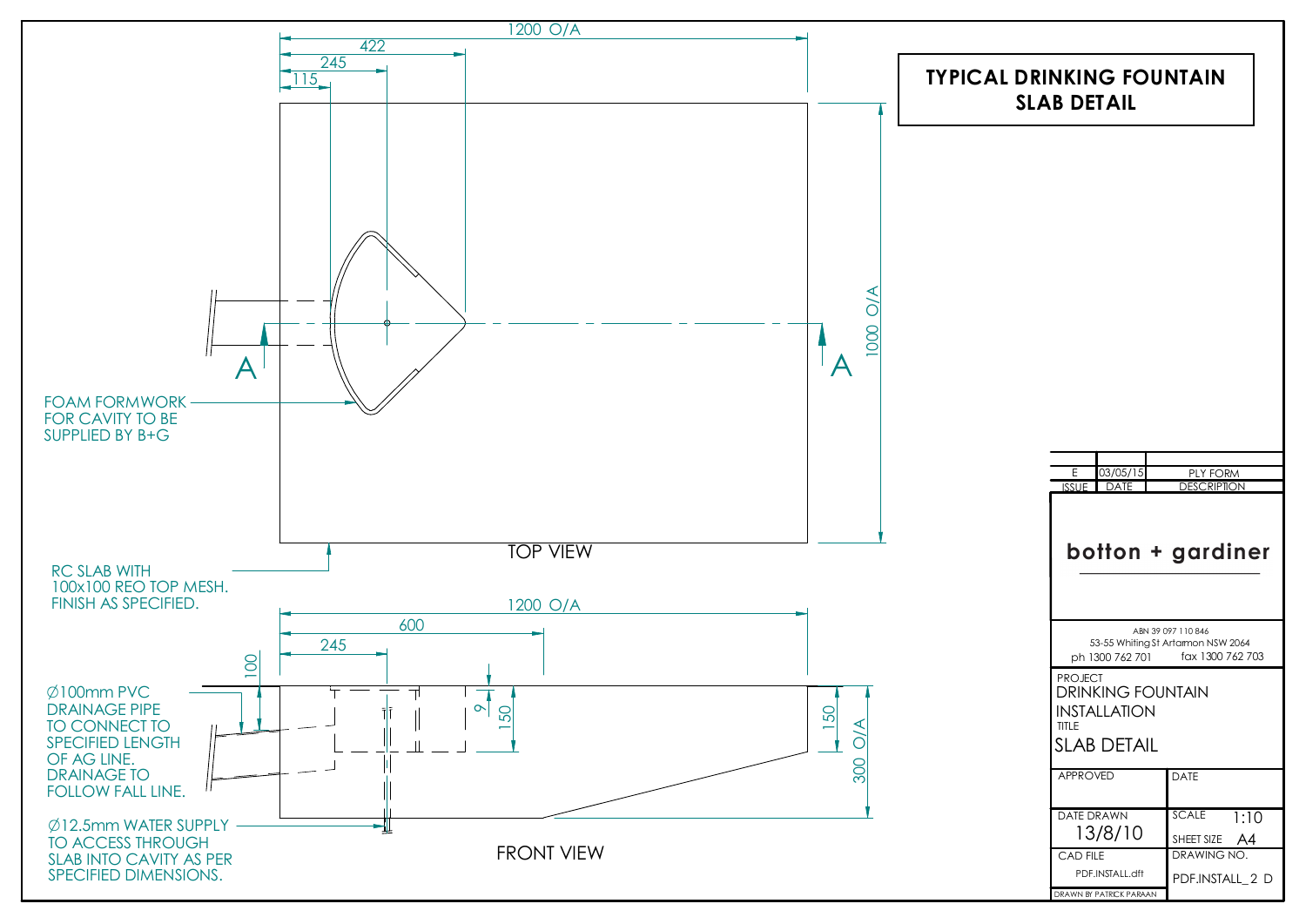# TYPICAL DRINKING FOUNTAIN SLAB DETAIL

## TOP VIEW

1200 O/A

422

245

115

1000 O/A

A

A

FOAM FORMWORK FOR CAVITY TO BE SUPPLIED BY B+G

RC SLAB WITH 100x100 REO TOP MESH. FINISH AS SPECIFIED.

## FRONT VIEW

1200 O/A

600

245

100

9

150

150

300 O/A

Ø100mm PVC DRAINAGE PIPE TO CONNECT TO SPECIFIED LENGTH OF AG LINE. DRAINAGE TO FOLLOW FALL LINE.

Ø12.5mm WATER SUPPLY TO ACCESS THROUGH SLAB INTO CAVITY AS PER SPECIFIED DIMENSIONS.

| ISSUE | DATE | DESCRIPTION |
|---|---|---|
| E | 03/05/15 | PLY FORM |

**botton + gardiner**

ABN 39 097 110 846
53-55 Whiting St Artarmon NSW 2064
ph 1300 762 701 fax 1300 762 703

PROJECT
DRINKING FOUNTAIN INSTALLATION

TITLE
SLAB DETAIL

| APPROVED | DATE |
|---|---|
| DATE DRAWN 13/8/10 | SCALE 1:10 / SHEET SIZE A4 |
| CAD FILE PDF.INSTALL.dft | DRAWING NO. PDF.INSTALL_2 D |

DRAWN BY PATRICK PARAAN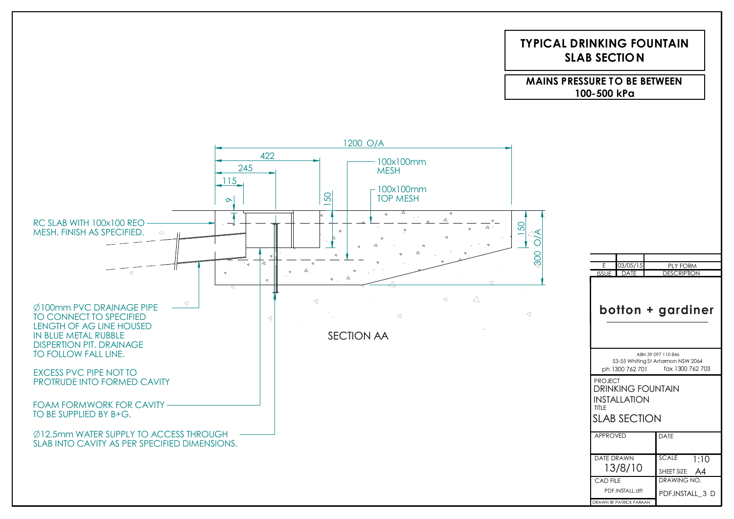# TYPICAL DRINKING FOUNTAIN SLAB SECTION

**MAINS PRESSURE TO BE BETWEEN 100-500 kPa**

1200 O/A

422

245

115

9

150

100x100mm MESH

100x100mm TOP MESH

150

300 O/A

RC SLAB WITH 100x100 REO MESH. FINISH AS SPECIFIED.

Ø100mm PVC DRAINAGE PIPE TO CONNECT TO SPECIFIED LENGTH OF AG LINE HOUSED IN BLUE METAL RUBBLE DISPERTION PIT. DRAINAGE TO FOLLOW FALL LINE.

EXCESS PVC PIPE NOT TO PROTRUDE INTO FORMED CAVITY

FOAM FORMWORK FOR CAVITY TO BE SUPPLIED BY B+G.

Ø12.5mm WATER SUPPLY TO ACCESS THROUGH SLAB INTO CAVITY AS PER SPECIFIED DIMENSIONS.

SECTION AA

| ISSUE | DATE | DESCRIPTION |
|---|---|---|
| E | 03/05/15 | PLY FORM |

**botton + gardiner**

ABN 39 097 110 846
53-55 Whiting St Artarmon NSW 2064
ph 1300 762 701 fax 1300 762 703

PROJECT
DRINKING FOUNTAIN INSTALLATION

TITLE
SLAB SECTION

| APPROVED | DATE |
|---|---|
| DATE DRAWN 13/8/10 | SCALE 1:10 / SHEET SIZE A4 |
| CAD FILE PDF.INSTALL.dft | DRAWING NO. PDF.INSTALL_3 D |

DRAWN BY PATRICK PARAAN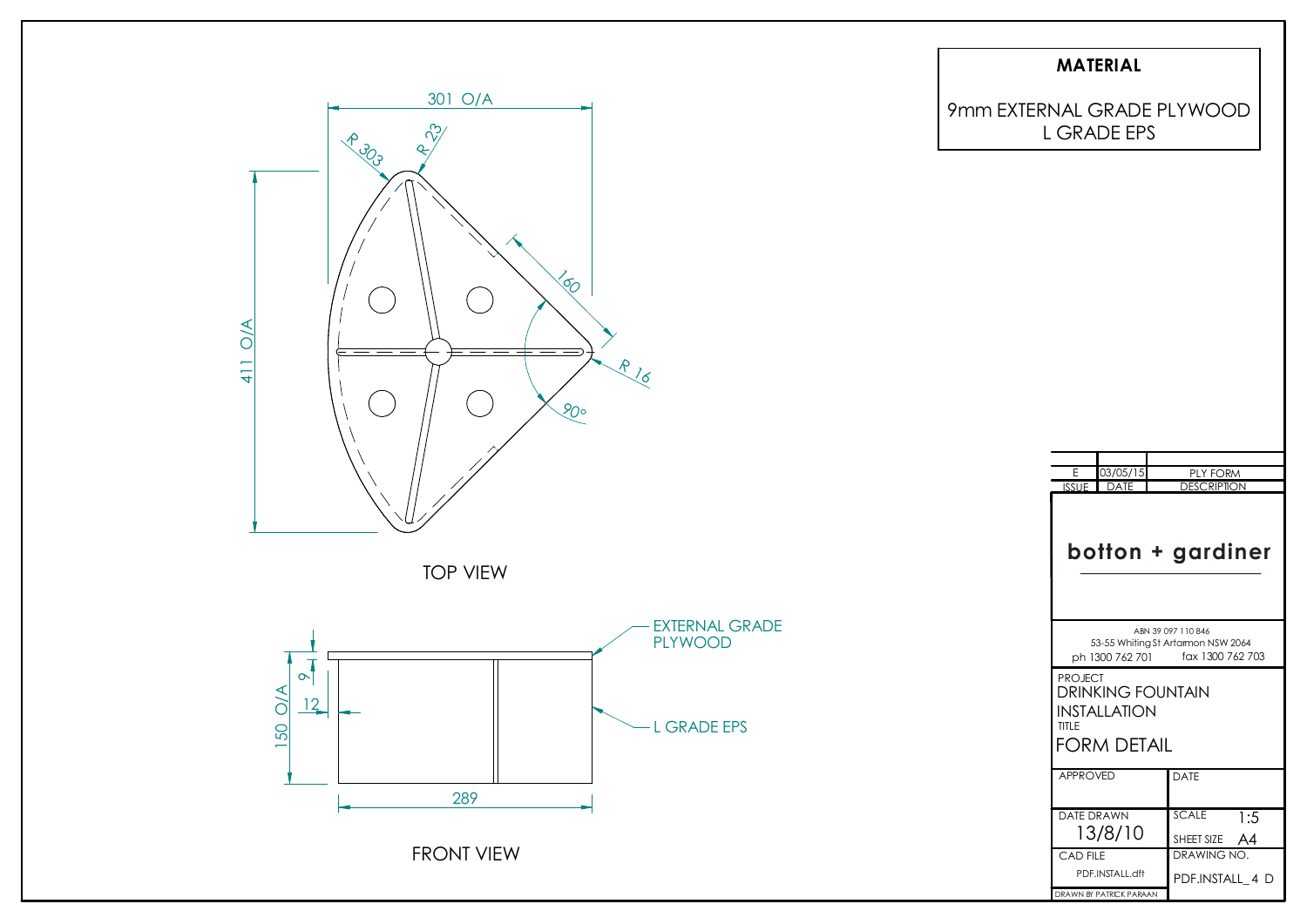**MATERIAL**

9mm EXTERNAL GRADE PLYWOOD
L GRADE EPS

301 O/A

R 303

R 23

160

R 16

90°

411 O/A

TOP VIEW

EXTERNAL GRADE PLYWOOD

L GRADE EPS

9

12

150 O/A

289

FRONT VIEW

| | | |
|---|---|---|
| E | 03/05/15 | PLY FORM |
| ISSUE | DATE | DESCRIPTION |

**botton + gardiner**

ABN 39 097 110 846
53-55 Whiting St Artarmon NSW 2064
ph 1300 762 701 fax 1300 762 703

PROJECT
DRINKING FOUNTAIN INSTALLATION

TITLE
FORM DETAIL

| | |
|---|---|
| APPROVED | DATE |
| DATE DRAWN 13/8/10 | SCALE 1:5<br>SHEET SIZE A4 |
| CAD FILE PDF.INSTALL.dft | DRAWING NO. PDF.INSTALL_4 D |

DRAWN BY PATRICK PARAAN